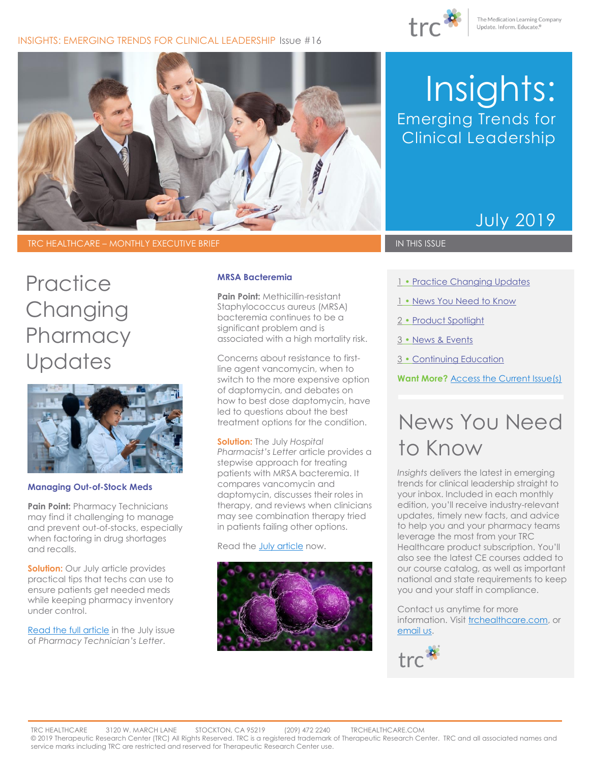INSIGHTS: EMERGING TRENDS FOR CLINICAL LEADERSHIP Issue #16

trc — The Medication Learning Company Update. Inform. Educate.®

# Insights: Emerging Trends for Clinical Leadership

July 2019

TRC HEALTHCARE – MONTHLY EXECUTIVE BRIEF

IN THIS ISSUE

- 1 • Practice Changing Updates
- 1 • News You Need to Know
- 2 • Product Spotlight
- 3 • News & Events
- 3 • Continuing Education

**Want More?** Access the Current Issue(s)

## Practice Changing Pharmacy Updates

### Managing Out-of-Stock Meds

**Pain Point:** Pharmacy Technicians may find it challenging to manage and prevent out-of-stocks, especially when factoring in drug shortages and recalls.

**Solution:** Our July article provides practical tips that techs can use to ensure patients get needed meds while keeping pharmacy inventory under control.

Read the full article in the July issue of *Pharmacy Technician's Letter*.

### MRSA Bacteremia

**Pain Point:** Methicillin-resistant Staphylococcus aureus (MRSA) bacteremia continues to be a significant problem and is associated with a high mortality risk.

Concerns about resistance to first-line agent vancomycin, when to switch to the more expensive option of daptomycin, and debates on how to best dose daptomycin, have led to questions about the best treatment options for the condition.

**Solution:** The July *Hospital Pharmacist's Letter* article provides a stepwise approach for treating patients with MRSA bacteremia. It compares vancomycin and daptomycin, discusses their roles in therapy, and reviews when clinicians may see combination therapy tried in patients failing other options.

Read the July article now.

## News You Need to Know

*Insights* delivers the latest in emerging trends for clinical leadership straight to your inbox. Included in each monthly edition, you'll receive industry-relevant updates, timely new facts, and advice to help you and your pharmacy teams leverage the most from your TRC Healthcare product subscription. You'll also see the latest CE courses added to our course catalog, as well as important national and state requirements to keep you and your staff in compliance.

Contact us anytime for more information. Visit trchealthcare.com, or email us.

TRC HEALTHCARE 3120 W. MARCH LANE STOCKTON, CA 95219 (209) 472 2240 TRCHEALTHCARE.COM
© 2019 Therapeutic Research Center (TRC) All Rights Reserved. TRC is a registered trademark of Therapeutic Research Center. TRC and all associated names and service marks including TRC are restricted and reserved for Therapeutic Research Center use.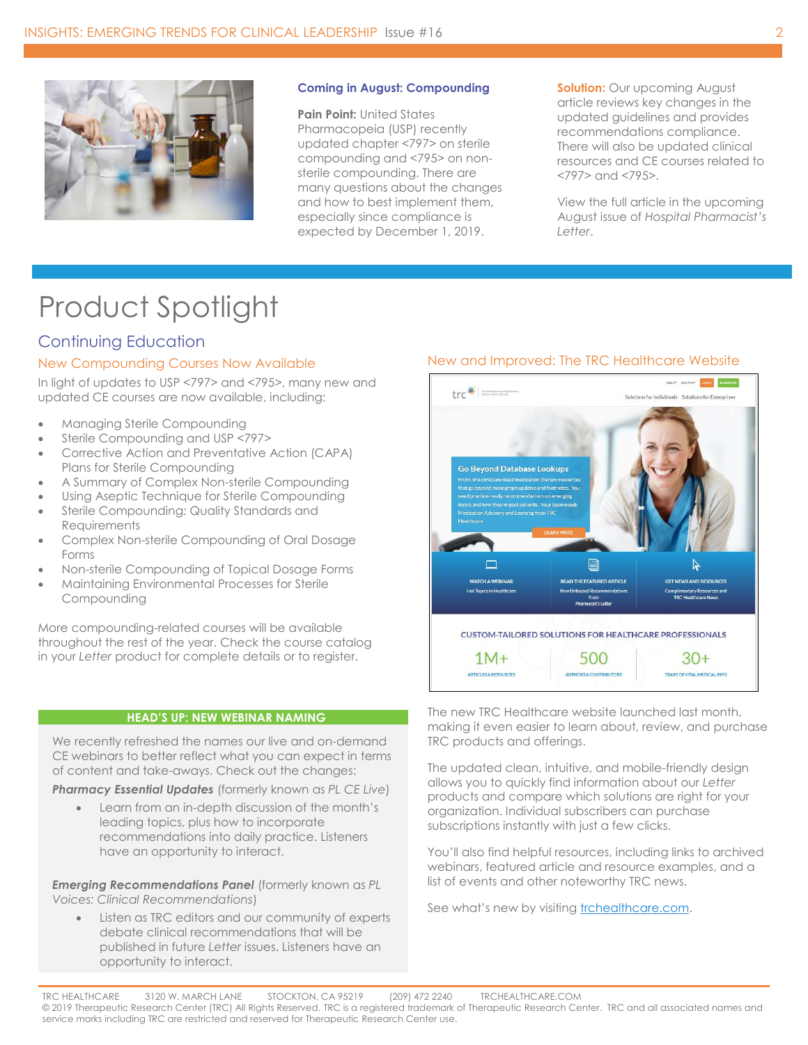### Coming in August: Compounding

**Pain Point:** United States Pharmacopeia (USP) recently updated chapter <797> on sterile compounding and <795> on non-sterile compounding. There are many questions about the changes and how to best implement them, especially since compliance is expected by December 1, 2019.

**Solution:** Our upcoming August article reviews key changes in the updated guidelines and provides recommendations compliance. There will also be updated clinical resources and CE courses related to <797> and <795>.

View the full article in the upcoming August issue of *Hospital Pharmacist's Letter*.

# Product Spotlight

## Continuing Education

### New Compounding Courses Now Available

In light of updates to USP <797> and <795>, many new and updated CE courses are now available, including:

- Managing Sterile Compounding
- Sterile Compounding and USP <797>
- Corrective Action and Preventative Action (CAPA) Plans for Sterile Compounding
- A Summary of Complex Non-sterile Compounding
- Using Aseptic Technique for Sterile Compounding
- Sterile Compounding: Quality Standards and Requirements
- Complex Non-sterile Compounding of Oral Dosage Forms
- Non-sterile Compounding of Topical Dosage Forms
- Maintaining Environmental Processes for Sterile Compounding

More compounding-related courses will be available throughout the rest of the year. Check the course catalog in your *Letter* product for complete details or to register.

### HEAD'S UP: NEW WEBINAR NAMING

We recently refreshed the names our live and on-demand CE webinars to better reflect what you can expect in terms of content and take-aways. Check out the changes:

***Pharmacy Essential Updates*** (formerly known as *PL CE Live*)

- Learn from an in-depth discussion of the month's leading topics, plus how to incorporate recommendations into daily practice. Listeners have an opportunity to interact.

***Emerging Recommendations Panel*** (formerly known as *PL Voices: Clinical Recommendations*)

- Listen as TRC editors and our community of experts debate clinical recommendations that will be published in future *Letter* issues. Listeners have an opportunity to interact.

### New and Improved: The TRC Healthcare Website

The new TRC Healthcare website launched last month, making it even easier to learn about, review, and purchase TRC products and offerings.

The updated clean, intuitive, and mobile-friendly design allows you to quickly find information about our *Letter* products and compare which solutions are right for your organization. Individual subscribers can purchase subscriptions instantly with just a few clicks.

You'll also find helpful resources, including links to archived webinars, featured article and resource examples, and a list of events and other noteworthy TRC news.

See what's new by visiting trchealthcare.com.

TRC HEALTHCARE 3120 W. MARCH LANE STOCKTON, CA 95219 (209) 472 2240 TRCHEALTHCARE.COM

© 2019 Therapeutic Research Center (TRC) All Rights Reserved. TRC is a registered trademark of Therapeutic Research Center. TRC and all associated names and service marks including TRC are restricted and reserved for Therapeutic Research Center use.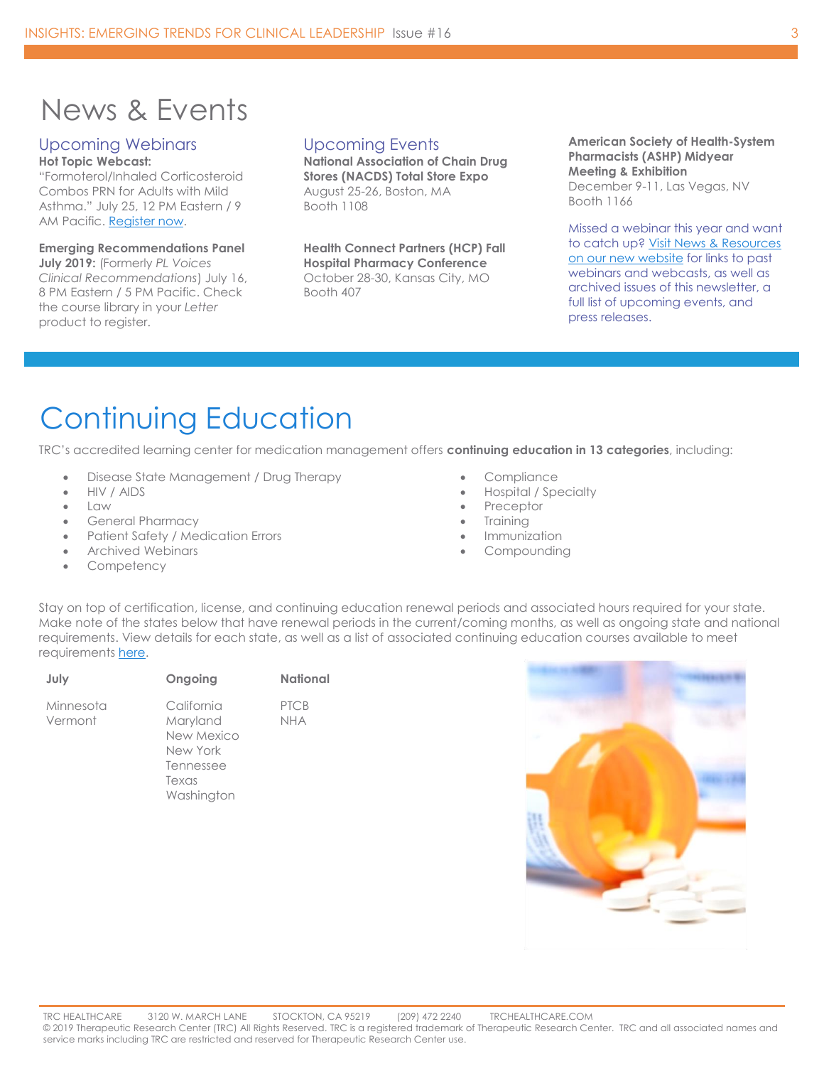# News & Events

## Upcoming Webinars

**Hot Topic Webcast:** "Formoterol/Inhaled Corticosteroid Combos PRN for Adults with Mild Asthma." July 25, 12 PM Eastern / 9 AM Pacific. Register now.

**Emerging Recommendations Panel July 2019:** (Formerly *PL Voices Clinical Recommendations*) July 16, 8 PM Eastern / 5 PM Pacific. Check the course library in your *Letter* product to register.

## Upcoming Events

**National Association of Chain Drug Stores (NACDS) Total Store Expo**
August 25-26, Boston, MA
Booth 1108

**Health Connect Partners (HCP) Fall Hospital Pharmacy Conference**
October 28-30, Kansas City, MO
Booth 407

**American Society of Health-System Pharmacists (ASHP) Midyear Meeting & Exhibition**
December 9-11, Las Vegas, NV
Booth 1166

Missed a webinar this year and want to catch up? Visit News & Resources on our new website for links to past webinars and webcasts, as well as archived issues of this newsletter, a full list of upcoming events, and press releases.

# Continuing Education

TRC's accredited learning center for medication management offers **continuing education in 13 categories**, including:

- Disease State Management / Drug Therapy
- HIV / AIDS
- Law
- General Pharmacy
- Patient Safety / Medication Errors
- Archived Webinars
- Competency
- Compliance
- Hospital / Specialty
- Preceptor
- Training
- Immunization
- Compounding

Stay on top of certification, license, and continuing education renewal periods and associated hours required for your state. Make note of the states below that have renewal periods in the current/coming months, as well as ongoing state and national requirements. View details for each state, as well as a list of associated continuing education courses available to meet requirements here.

| July | Ongoing | National |
|---|---|---|
| Minnesota | California | PTCB |
| Vermont | Maryland | NHA |
| | New Mexico | |
| | New York | |
| | Tennessee | |
| | Texas | |
| | Washington | |

TRC HEALTHCARE 3120 W. MARCH LANE STOCKTON, CA 95219 (209) 472 2240 TRCHEALTHCARE.COM
© 2019 Therapeutic Research Center (TRC) All Rights Reserved. TRC is a registered trademark of Therapeutic Research Center. TRC and all associated names and service marks including TRC are restricted and reserved for Therapeutic Research Center use.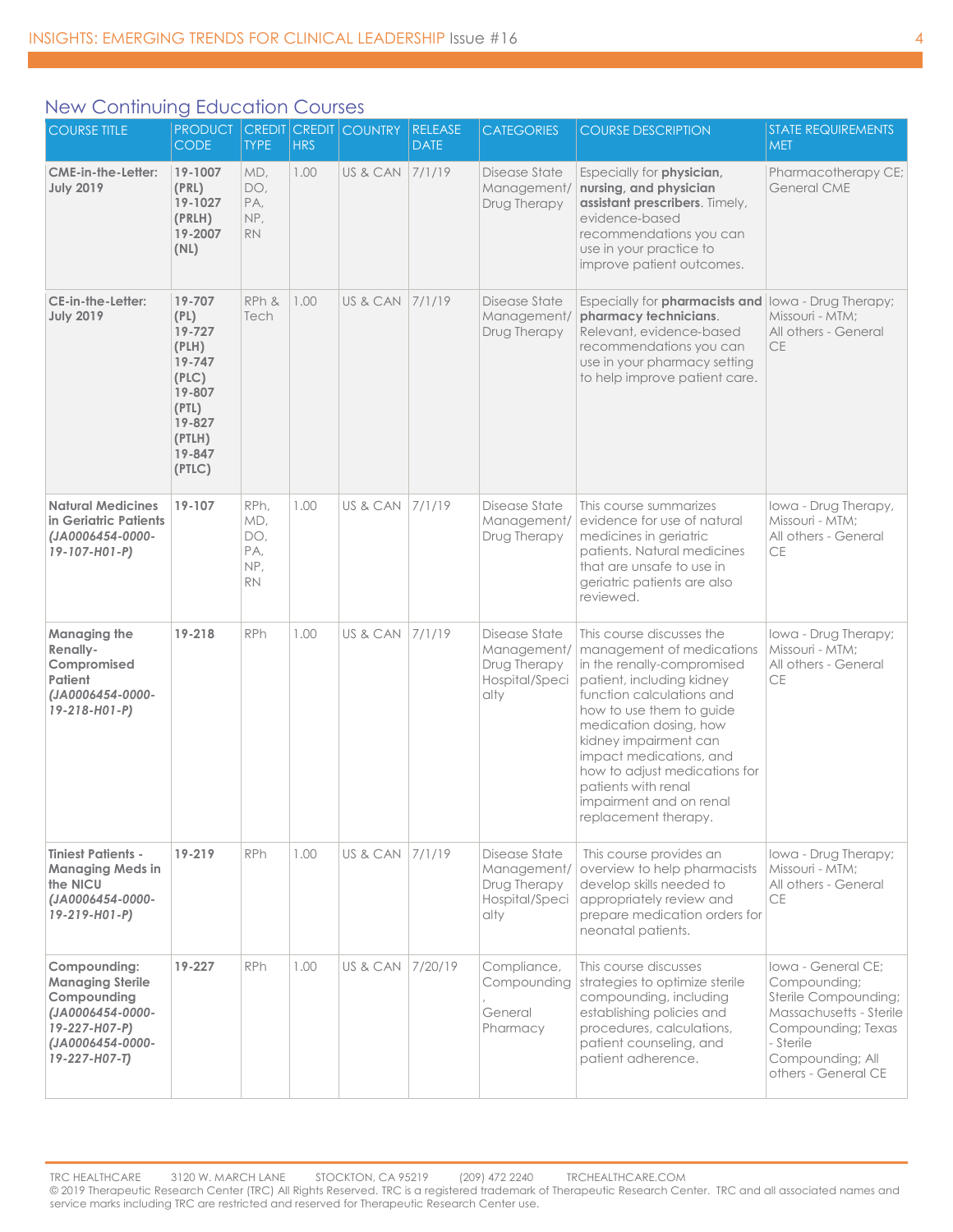## New Continuing Education Courses

| COURSE TITLE | PRODUCT CODE | CREDIT TYPE | CREDIT HRS | COUNTRY | RELEASE DATE | CATEGORIES | COURSE DESCRIPTION | STATE REQUIREMENTS MET |
|---|---|---|---|---|---|---|---|---|
| **CME-in-the-Letter: July 2019** | **19-1007 (PRL) 19-1027 (PRLH) 19-2007 (NL)** | MD, DO, PA, NP, RN | 1.00 | US & CAN | 7/1/19 | Disease State Management/ Drug Therapy | Especially for **physician, nursing, and physician assistant prescribers**. Timely, evidence-based recommendations you can use in your practice to improve patient outcomes. | Pharmacotherapy CE; General CME |
| **CE-in-the-Letter: July 2019** | **19-707 (PL) 19-727 (PLH) 19-747 (PLC) 19-807 (PTL) 19-827 (PTLH) 19-847 (PTLC)** | RPh & Tech | 1.00 | US & CAN | 7/1/19 | Disease State Management/ Drug Therapy | Especially for **pharmacists and pharmacy technicians**. Relevant, evidence-based recommendations you can use in your pharmacy setting to help improve patient care. | Iowa - Drug Therapy; Missouri - MTM; All others - General CE |
| **Natural Medicines in Geriatric Patients *(JA0006454-0000-19-107-H01-P)*** | **19-107** | RPh, MD, DO, PA, NP, RN | 1.00 | US & CAN | 7/1/19 | Disease State Management/ Drug Therapy | This course summarizes evidence for use of natural medicines in geriatric patients. Natural medicines that are unsafe to use in geriatric patients are also reviewed. | Iowa - Drug Therapy, Missouri - MTM; All others - General CE |
| **Managing the Renally-Compromised Patient *(JA0006454-0000-19-218-H01-P)*** | **19-218** | RPh | 1.00 | US & CAN | 7/1/19 | Disease State Management/ Drug Therapy Hospital/Specialty | This course discusses the management of medications in the renally-compromised patient, including kidney function calculations and how to use them to guide medication dosing, how kidney impairment can impact medications, and how to adjust medications for patients with renal impairment and on renal replacement therapy. | Iowa - Drug Therapy; Missouri - MTM; All others - General CE |
| **Tiniest Patients - Managing Meds in the NICU *(JA0006454-0000-19-219-H01-P)*** | **19-219** | RPh | 1.00 | US & CAN | 7/1/19 | Disease State Management/ Drug Therapy Hospital/Specialty | This course provides an overview to help pharmacists develop skills needed to appropriately review and prepare medication orders for neonatal patients. | Iowa - Drug Therapy; Missouri - MTM; All others - General CE |
| **Compounding: Managing Sterile Compounding *(JA0006454-0000-19-227-H07-P)* *(JA0006454-0000-19-227-H07-T)*** | **19-227** | RPh | 1.00 | US & CAN | 7/20/19 | Compliance, Compounding, General Pharmacy | This course discusses strategies to optimize sterile compounding, including establishing policies and procedures, calculations, patient counseling, and patient adherence. | Iowa - General CE; Compounding; Sterile Compounding; Massachusetts - Sterile Compounding; Texas - Sterile Compounding; All others - General CE |

TRC HEALTHCARE 3120 W. MARCH LANE STOCKTON, CA 95219 (209) 472 2240 TRCHEALTHCARE.COM
© 2019 Therapeutic Research Center (TRC) All Rights Reserved. TRC is a registered trademark of Therapeutic Research Center. TRC and all associated names and service marks including TRC are restricted and reserved for Therapeutic Research Center use.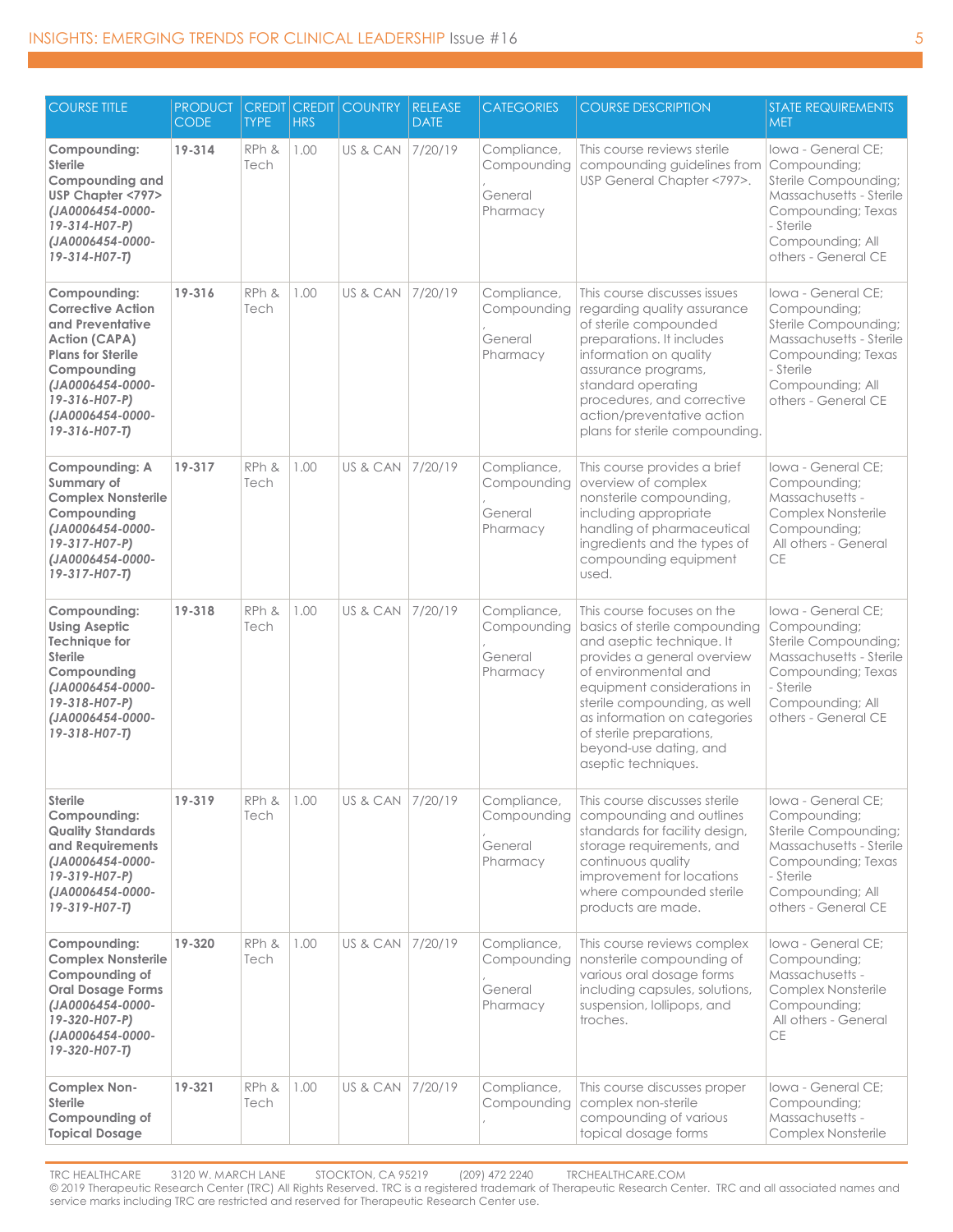| COURSE TITLE | PRODUCT CODE | CREDIT TYPE | CREDIT HRS | COUNTRY | RELEASE DATE | CATEGORIES | COURSE DESCRIPTION | STATE REQUIREMENTS MET |
|---|---|---|---|---|---|---|---|---|
| **Compounding: Sterile Compounding and USP Chapter <797>** ***(JA0006454-0000-19-314-H07-P) (JA0006454-0000-19-314-H07-T)*** | **19-314** | RPh & Tech | 1.00 | US & CAN | 7/20/19 | Compliance, Compounding, General Pharmacy | This course reviews sterile compounding guidelines from USP General Chapter <797>. | Iowa - General CE; Compounding; Sterile Compounding; Massachusetts - Sterile Compounding; Texas - Sterile Compounding; All others - General CE |
| **Compounding: Corrective Action and Preventative Action (CAPA) Plans for Sterile Compounding** ***(JA0006454-0000-19-316-H07-P) (JA0006454-0000-19-316-H07-T)*** | **19-316** | RPh & Tech | 1.00 | US & CAN | 7/20/19 | Compliance, Compounding, General Pharmacy | This course discusses issues regarding quality assurance of sterile compounded preparations. It includes information on quality assurance programs, standard operating procedures, and corrective action/preventative action plans for sterile compounding. | Iowa - General CE; Compounding; Sterile Compounding; Massachusetts - Sterile Compounding; Texas - Sterile Compounding; All others - General CE |
| **Compounding: A Summary of Complex Nonsterile Compounding** ***(JA0006454-0000-19-317-H07-P) (JA0006454-0000-19-317-H07-T)*** | **19-317** | RPh & Tech | 1.00 | US & CAN | 7/20/19 | Compliance, Compounding, General Pharmacy | This course provides a brief overview of complex nonsterile compounding, including appropriate handling of pharmaceutical ingredients and the types of compounding equipment used. | Iowa - General CE; Compounding; Massachusetts - Complex Nonsterile Compounding; All others - General CE |
| **Compounding: Using Aseptic Technique for Sterile Compounding** ***(JA0006454-0000-19-318-H07-P) (JA0006454-0000-19-318-H07-T)*** | **19-318** | RPh & Tech | 1.00 | US & CAN | 7/20/19 | Compliance, Compounding, General Pharmacy | This course focuses on the basics of sterile compounding and aseptic technique. It provides a general overview of environmental and equipment considerations in sterile compounding, as well as information on categories of sterile preparations, beyond-use dating, and aseptic techniques. | Iowa - General CE; Compounding; Sterile Compounding; Massachusetts - Sterile Compounding; Texas - Sterile Compounding; All others - General CE |
| **Sterile Compounding: Quality Standards and Requirements** ***(JA0006454-0000-19-319-H07-P) (JA0006454-0000-19-319-H07-T)*** | **19-319** | RPh & Tech | 1.00 | US & CAN | 7/20/19 | Compliance, Compounding, General Pharmacy | This course discusses sterile compounding and outlines standards for facility design, storage requirements, and continuous quality improvement for locations where compounded sterile products are made. | Iowa - General CE; Compounding; Sterile Compounding; Massachusetts - Sterile Compounding; Texas - Sterile Compounding; All others - General CE |
| **Compounding: Complex Nonsterile Compounding of Oral Dosage Forms** ***(JA0006454-0000-19-320-H07-P) (JA0006454-0000-19-320-H07-T)*** | **19-320** | RPh & Tech | 1.00 | US & CAN | 7/20/19 | Compliance, Compounding, General Pharmacy | This course reviews complex nonsterile compounding of various oral dosage forms including capsules, solutions, suspension, lollipops, and troches. | Iowa - General CE; Compounding; Massachusetts - Complex Nonsterile Compounding; All others - General CE |
| **Complex Non-Sterile Compounding of Topical Dosage** | **19-321** | RPh & Tech | 1.00 | US & CAN | 7/20/19 | Compliance, Compounding, | This course discusses proper complex non-sterile compounding of various topical dosage forms | Iowa - General CE; Compounding; Massachusetts - Complex Nonsterile |

TRC HEALTHCARE 3120 W. MARCH LANE STOCKTON, CA 95219 (209) 472 2240 TRCHEALTHCARE.COM
© 2019 Therapeutic Research Center (TRC) All Rights Reserved. TRC is a registered trademark of Therapeutic Research Center. TRC and all associated names and service marks including TRC are restricted and reserved for Therapeutic Research Center use.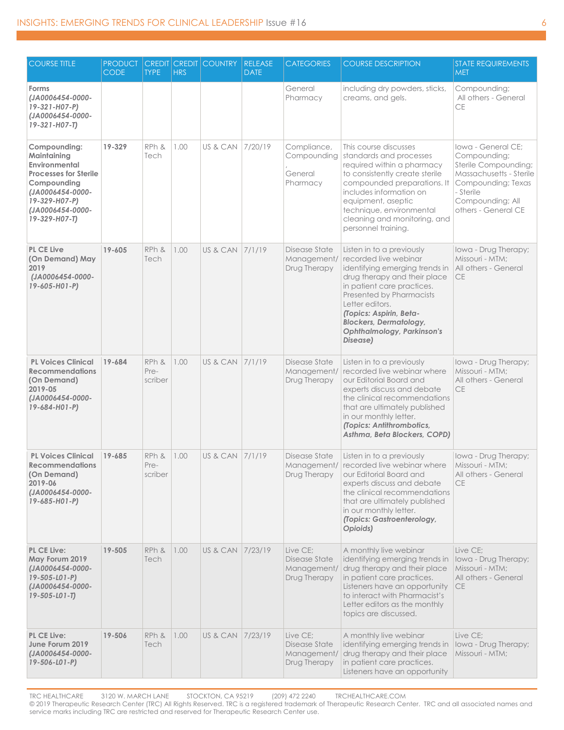| COURSE TITLE | PRODUCT CODE | CREDIT TYPE | CREDIT HRS | COUNTRY | RELEASE DATE | CATEGORIES | COURSE DESCRIPTION | STATE REQUIREMENTS MET |
|---|---|---|---|---|---|---|---|---|
| **Forms** ***(JA0006454-0000-19-321-H07-P) (JA0006454-0000-19-321-H07-T)*** | | | | | | General Pharmacy | including dry powders, sticks, creams, and gels. | Compounding; All others - General CE |
| **Compounding: Maintaining Environmental Processes for Sterile Compounding** ***(JA0006454-0000-19-329-H07-P) (JA0006454-0000-19-329-H07-T)*** | **19-329** | RPh & Tech | 1.00 | US & CAN | 7/20/19 | Compliance, Compounding, General Pharmacy | This course discusses standards and processes required within a pharmacy to consistently create sterile compounded preparations. It includes information on equipment, aseptic technique, environmental cleaning and monitoring, and personnel training. | Iowa - General CE; Compounding; Sterile Compounding; Massachusetts - Sterile Compounding; Texas - Sterile Compounding; All others - General CE |
| **PL CE Live (On Demand) May 2019** ***(JA0006454-0000-19-605-H01-P)*** | **19-605** | RPh & Tech | 1.00 | US & CAN | 7/1/19 | Disease State Management/ Drug Therapy | Listen in to a previously recorded live webinar identifying emerging trends in drug therapy and their place in patient care practices. Presented by Pharmacists Letter editors. ***(Topics: Aspirin, Beta-Blockers, Dermatology, Ophthalmology, Parkinson's Disease)*** | Iowa - Drug Therapy; Missouri - MTM; All others - General CE |
| **PL Voices Clinical Recommendations (On Demand) 2019-05** ***(JA0006454-0000-19-684-H01-P)*** | **19-684** | RPh & Pre-scriber | 1.00 | US & CAN | 7/1/19 | Disease State Management/ Drug Therapy | Listen in to a previously recorded live webinar where our Editorial Board and experts discuss and debate the clinical recommendations that are ultimately published in our monthly letter. ***(Topics: Antithrombotics, Asthma, Beta Blockers, COPD)*** | Iowa - Drug Therapy; Missouri - MTM; All others - General CE |
| **PL Voices Clinical Recommendations (On Demand) 2019-06** ***(JA0006454-0000-19-685-H01-P)*** | **19-685** | RPh & Pre-scriber | 1.00 | US & CAN | 7/1/19 | Disease State Management/ Drug Therapy | Listen in to a previously recorded live webinar where our Editorial Board and experts discuss and debate the clinical recommendations that are ultimately published in our monthly letter. ***(Topics: Gastroenterology, Opioids)*** | Iowa - Drug Therapy; Missouri - MTM; All others - General CE |
| **PL CE Live: May Forum 2019** ***(JA0006454-0000-19-505-L01-P) (JA0006454-0000-19-505-L01-T)*** | **19-505** | RPh & Tech | 1.00 | US & CAN | 7/23/19 | Live CE; Disease State Management/ Drug Therapy | A monthly live webinar identifying emerging trends in drug therapy and their place in patient care practices. Listeners have an opportunity to interact with Pharmacist's Letter editors as the monthly topics are discussed. | Live CE; Iowa - Drug Therapy; Missouri - MTM; All others - General CE |
| **PL CE Live: June Forum 2019** ***(JA0006454-0000-19-506-L01-P)*** | **19-506** | RPh & Tech | 1.00 | US & CAN | 7/23/19 | Live CE; Disease State Management/ Drug Therapy | A monthly live webinar identifying emerging trends in drug therapy and their place in patient care practices. Listeners have an opportunity | Live CE; Iowa - Drug Therapy; Missouri - MTM; |

TRC HEALTHCARE 3120 W. MARCH LANE STOCKTON, CA 95219 (209) 472 2240 TRCHEALTHCARE.COM
© 2019 Therapeutic Research Center (TRC) All Rights Reserved. TRC is a registered trademark of Therapeutic Research Center. TRC and all associated names and service marks including TRC are restricted and reserved for Therapeutic Research Center use.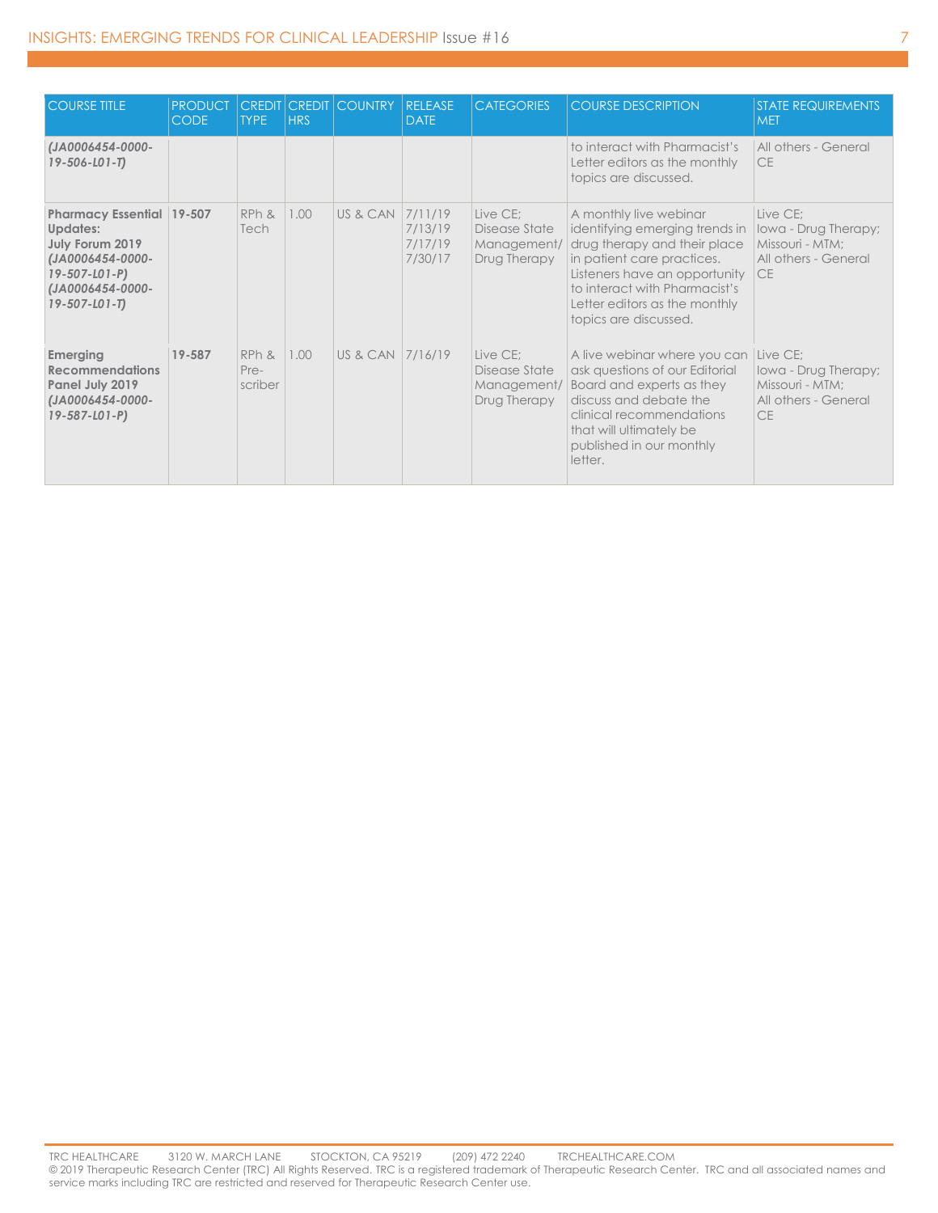| COURSE TITLE | PRODUCT CODE | CREDIT TYPE | CREDIT HRS | COUNTRY | RELEASE DATE | CATEGORIES | COURSE DESCRIPTION | STATE REQUIREMENTS MET |
|---|---|---|---|---|---|---|---|---|
| *(JA0006454-0000-19-506-L01-T)* | | | | | | | to interact with Pharmacist's Letter editors as the monthly topics are discussed. | All others - General CE |
| **Pharmacy Essential Updates: July Forum 2019** ***(JA0006454-0000-19-507-L01-P) (JA0006454-0000-19-507-L01-T)*** | **19-507** | RPh & Tech | 1.00 | US & CAN | 7/11/19 7/13/19 7/17/19 7/30/17 | Live CE; Disease State Management/ Drug Therapy | A monthly live webinar identifying emerging trends in drug therapy and their place in patient care practices. Listeners have an opportunity to interact with Pharmacist's Letter editors as the monthly topics are discussed. | Live CE; Iowa - Drug Therapy; Missouri - MTM; All others - General CE |
| **Emerging Recommendations Panel July 2019** ***(JA0006454-0000-19-587-L01-P)*** | **19-587** | RPh & Pre-scriber | 1.00 | US & CAN | 7/16/19 | Live CE; Disease State Management/ Drug Therapy | A live webinar where you can ask questions of our Editorial Board and experts as they discuss and debate the clinical recommendations that will ultimately be published in our monthly letter. | Live CE; Iowa - Drug Therapy; Missouri - MTM; All others - General CE |